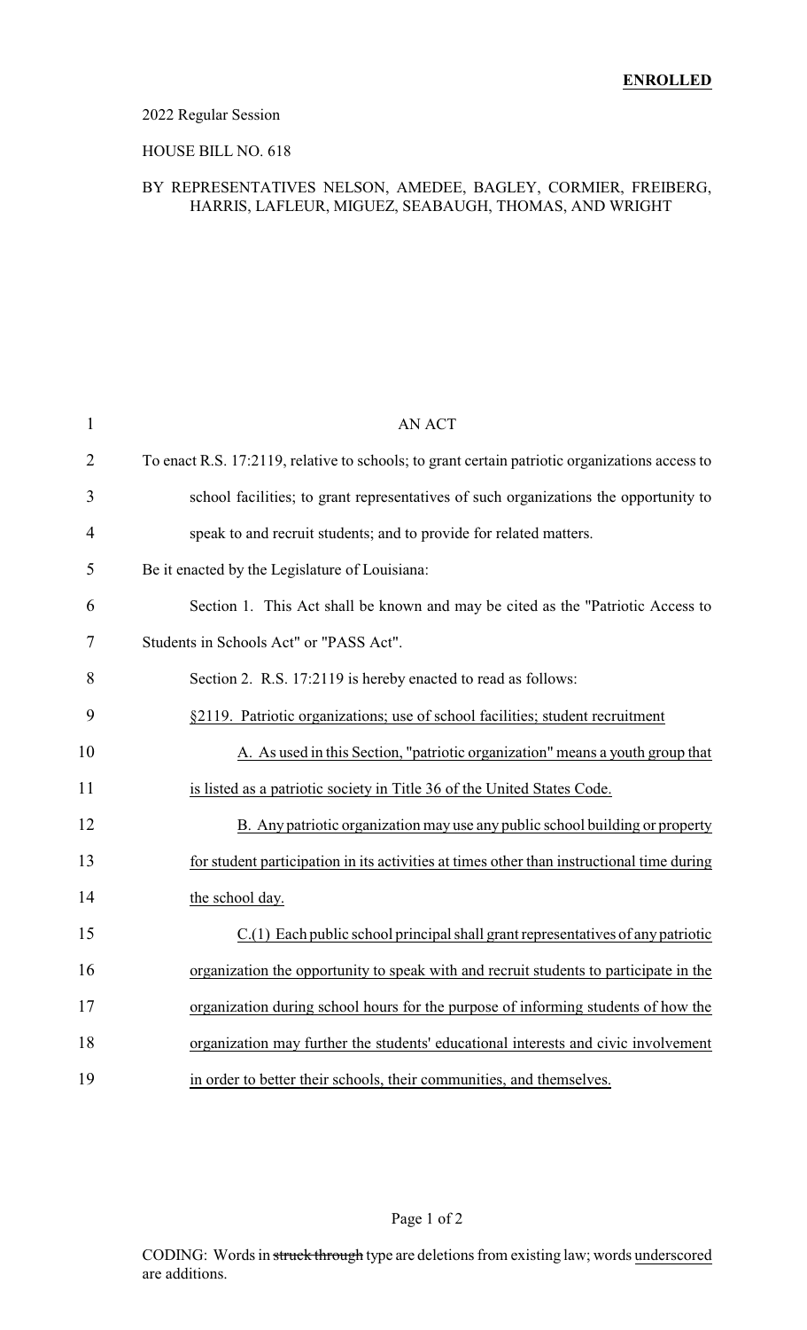**ENROLLED**

2022 Regular Session

HOUSE BILL NO. 618

BY REPRESENTATIVES NELSON, AMEDEE, BAGLEY, CORMIER, FREIBERG, HARRIS, LAFLEUR, MIGUEZ, SEABAUGH, THOMAS, AND WRIGHT

AN ACT

To enact R.S. 17:2119, relative to schools; to grant certain patriotic organizations access to school facilities; to grant representatives of such organizations the opportunity to speak to and recruit students; and to provide for related matters.

Be it enacted by the Legislature of Louisiana:

Section 1. This Act shall be known and may be cited as the "Patriotic Access to Students in Schools Act" or "PASS Act".

Section 2. R.S. 17:2119 is hereby enacted to read as follows:

§2119. Patriotic organizations; use of school facilities; student recruitment

A. As used in this Section, "patriotic organization" means a youth group that is listed as a patriotic society in Title 36 of the United States Code.

B. Any patriotic organization may use any public school building or property for student participation in its activities at times other than instructional time during the school day.

C.(1) Each public school principal shall grant representatives of any patriotic organization the opportunity to speak with and recruit students to participate in the organization during school hours for the purpose of informing students of how the organization may further the students' educational interests and civic involvement in order to better their schools, their communities, and themselves.

CODING: Words in ~~struck through~~ type are deletions from existing law; words underscored are additions.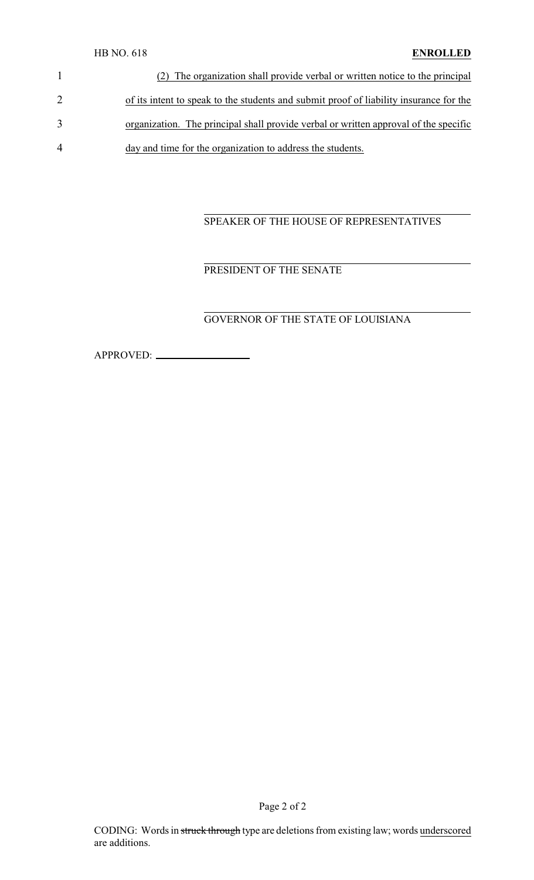<u>(2) The organization shall provide verbal or written notice to the principal of its intent to speak to the students and submit proof of liability insurance for the organization. The principal shall provide verbal or written approval of the specific day and time for the organization to address the students.</u>

SPEAKER OF THE HOUSE OF REPRESENTATIVES

PRESIDENT OF THE SENATE

GOVERNOR OF THE STATE OF LOUISIANA

APPROVED: \_\_\_\_\_\_\_\_\_\_\_\_\_\_\_\_\_\_

CODING: Words in ~~struck through~~ type are deletions from existing law; words <u>underscored</u> are additions.